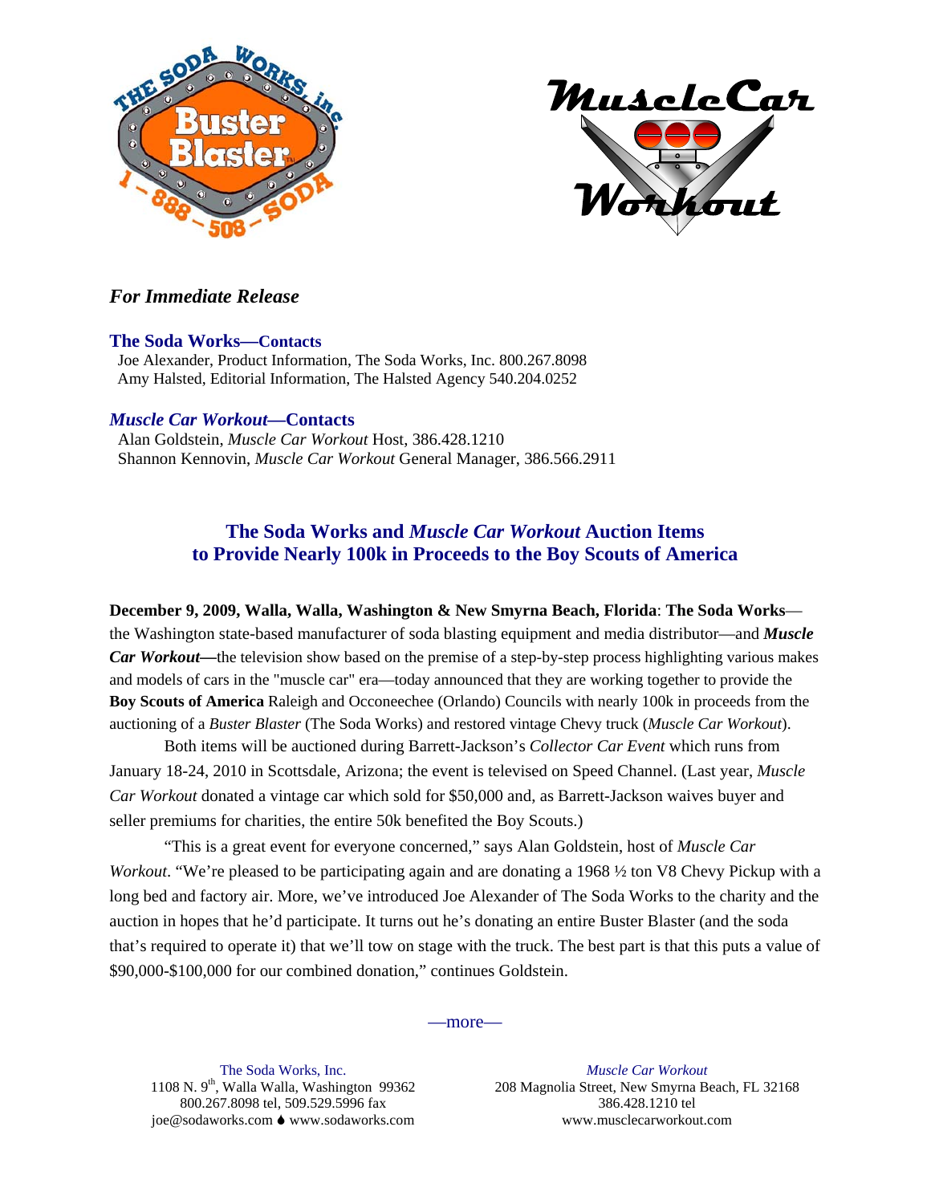*For Immediate Release*

**The Soda Works—Contacts**
Joe Alexander, Product Information, The Soda Works, Inc. 800.267.8098
Amy Halsted, Editorial Information, The Halsted Agency 540.204.0252

***Muscle Car Workout*—Contacts**
Alan Goldstein, *Muscle Car Workout* Host, 386.428.1210
Shannon Kennovin, *Muscle Car Workout* General Manager, 386.566.2911

## The Soda Works and *Muscle Car Workout* Auction Items to Provide Nearly 100k in Proceeds to the Boy Scouts of America

**December 9, 2009, Walla, Walla, Washington & New Smyrna Beach, Florida**: **The Soda Works**—the Washington state-based manufacturer of soda blasting equipment and media distributor—and ***Muscle Car Workout*—**the television show based on the premise of a step-by-step process highlighting various makes and models of cars in the "muscle car" era—today announced that they are working together to provide the **Boy Scouts of America** Raleigh and Occoneechee (Orlando) Councils with nearly 100k in proceeds from the auctioning of a *Buster Blaster* (The Soda Works) and restored vintage Chevy truck (*Muscle Car Workout*).

Both items will be auctioned during Barrett-Jackson's *Collector Car Event* which runs from January 18-24, 2010 in Scottsdale, Arizona; the event is televised on Speed Channel. (Last year, *Muscle Car Workout* donated a vintage car which sold for $50,000 and, as Barrett-Jackson waives buyer and seller premiums for charities, the entire 50k benefited the Boy Scouts.)

"This is a great event for everyone concerned," says Alan Goldstein, host of *Muscle Car Workout*. "We're pleased to be participating again and are donating a 1968 ½ ton V8 Chevy Pickup with a long bed and factory air. More, we've introduced Joe Alexander of The Soda Works to the charity and the auction in hopes that he'd participate. It turns out he's donating an entire Buster Blaster (and the soda that's required to operate it) that we'll tow on stage with the truck. The best part is that this puts a value of $90,000-$100,000 for our combined donation," continues Goldstein.

—more—

The Soda Works, Inc.
1108 N. 9th, Walla Walla, Washington 99362
800.267.8098 tel, 509.529.5996 fax
joe@sodaworks.com ♦ www.sodaworks.com

*Muscle Car Workout*
208 Magnolia Street, New Smyrna Beach, FL 32168
386.428.1210 tel
www.musclecarworkout.com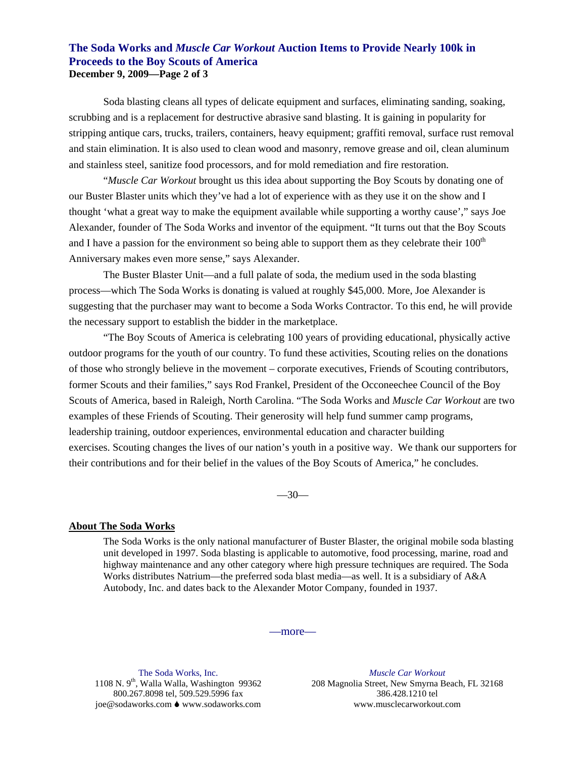Soda blasting cleans all types of delicate equipment and surfaces, eliminating sanding, soaking, scrubbing and is a replacement for destructive abrasive sand blasting. It is gaining in popularity for stripping antique cars, trucks, trailers, containers, heavy equipment; graffiti removal, surface rust removal and stain elimination. It is also used to clean wood and masonry, remove grease and oil, clean aluminum and stainless steel, sanitize food processors, and for mold remediation and fire restoration.

"*Muscle Car Workout* brought us this idea about supporting the Boy Scouts by donating one of our Buster Blaster units which they've had a lot of experience with as they use it on the show and I thought 'what a great way to make the equipment available while supporting a worthy cause'," says Joe Alexander, founder of The Soda Works and inventor of the equipment. "It turns out that the Boy Scouts and I have a passion for the environment so being able to support them as they celebrate their 100th Anniversary makes even more sense," says Alexander.

The Buster Blaster Unit—and a full palate of soda, the medium used in the soda blasting process—which The Soda Works is donating is valued at roughly $45,000. More, Joe Alexander is suggesting that the purchaser may want to become a Soda Works Contractor. To this end, he will provide the necessary support to establish the bidder in the marketplace.

"The Boy Scouts of America is celebrating 100 years of providing educational, physically active outdoor programs for the youth of our country. To fund these activities, Scouting relies on the donations of those who strongly believe in the movement – corporate executives, Friends of Scouting contributors, former Scouts and their families," says Rod Frankel, President of the Occoneechee Council of the Boy Scouts of America, based in Raleigh, North Carolina. "The Soda Works and *Muscle Car Workout* are two examples of these Friends of Scouting. Their generosity will help fund summer camp programs, leadership training, outdoor experiences, environmental education and character building exercises. Scouting changes the lives of our nation's youth in a positive way. We thank our supporters for their contributions and for their belief in the values of the Boy Scouts of America," he concludes.

—30—

**About The Soda Works**

The Soda Works is the only national manufacturer of Buster Blaster, the original mobile soda blasting unit developed in 1997. Soda blasting is applicable to automotive, food processing, marine, road and highway maintenance and any other category where high pressure techniques are required. The Soda Works distributes Natrium—the preferred soda blast media—as well. It is a subsidiary of A&A Autobody, Inc. and dates back to the Alexander Motor Company, founded in 1937.

—more—

The Soda Works, Inc.
1108 N. 9th, Walla Walla, Washington 99362
800.267.8098 tel, 509.529.5996 fax
joe@sodaworks.com ♦ www.sodaworks.com

*Muscle Car Workout*
208 Magnolia Street, New Smyrna Beach, FL 32168
386.428.1210 tel
www.musclecarworkout.com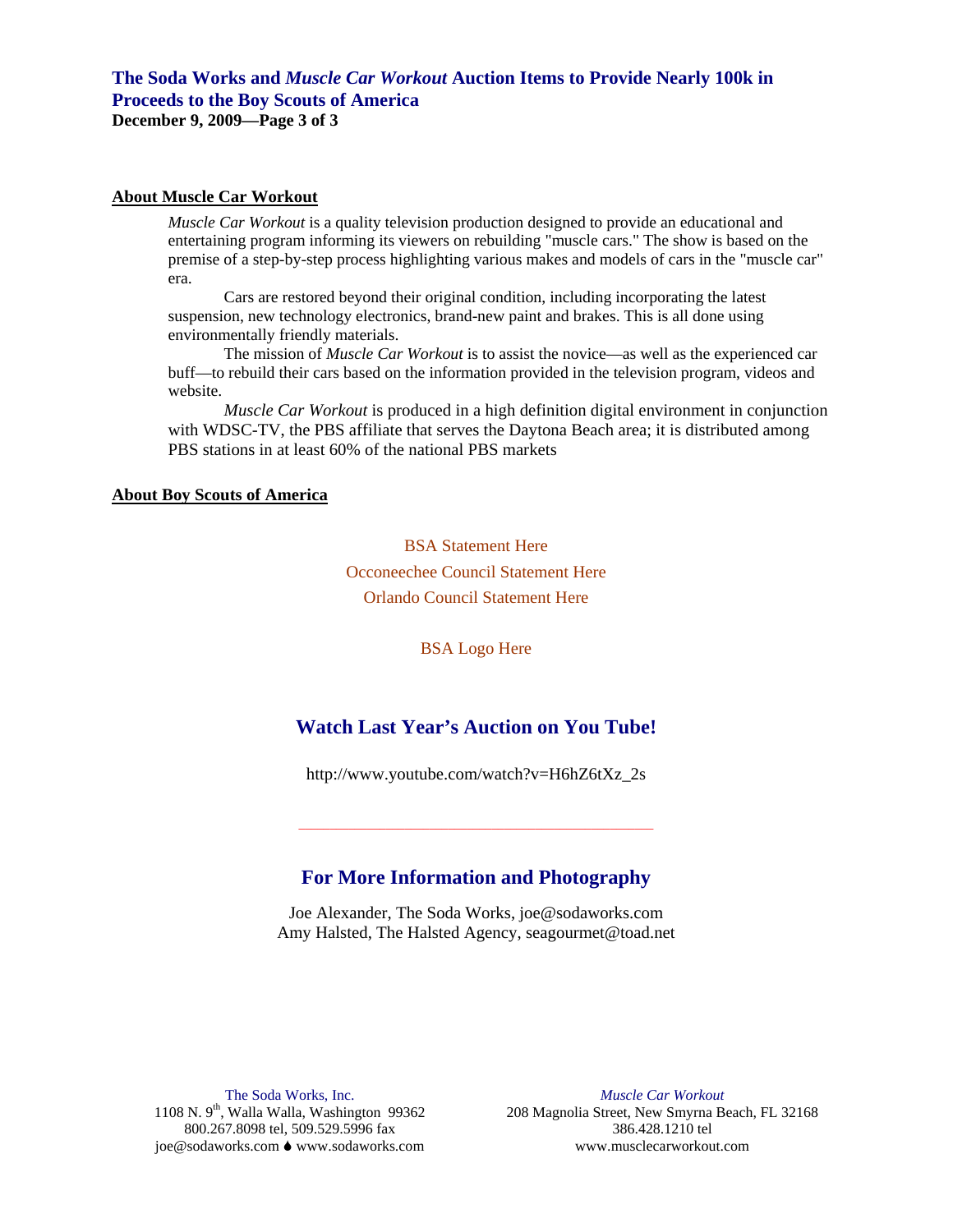## About Muscle Car Workout

*Muscle Car Workout* is a quality television production designed to provide an educational and entertaining program informing its viewers on rebuilding "muscle cars." The show is based on the premise of a step-by-step process highlighting various makes and models of cars in the "muscle car" era.

Cars are restored beyond their original condition, including incorporating the latest suspension, new technology electronics, brand-new paint and brakes. This is all done using environmentally friendly materials.

The mission of *Muscle Car Workout* is to assist the novice—as well as the experienced car buff—to rebuild their cars based on the information provided in the television program, videos and website.

*Muscle Car Workout* is produced in a high definition digital environment in conjunction with WDSC-TV, the PBS affiliate that serves the Daytona Beach area; it is distributed among PBS stations in at least 60% of the national PBS markets

## About Boy Scouts of America

BSA Statement Here

Occoneechee Council Statement Here

Orlando Council Statement Here

BSA Logo Here

## Watch Last Year's Auction on You Tube!

http://www.youtube.com/watch?v=H6hZ6tXz_2s

---

## For More Information and Photography

Joe Alexander, The Soda Works, joe@sodaworks.com
Amy Halsted, The Halsted Agency, seagourmet@toad.net

The Soda Works, Inc.
1108 N. 9th, Walla Walla, Washington 99362
800.267.8098 tel, 509.529.5996 fax
joe@sodaworks.com ♦ www.sodaworks.com

*Muscle Car Workout*
208 Magnolia Street, New Smyrna Beach, FL 32168
386.428.1210 tel
www.musclecarworkout.com